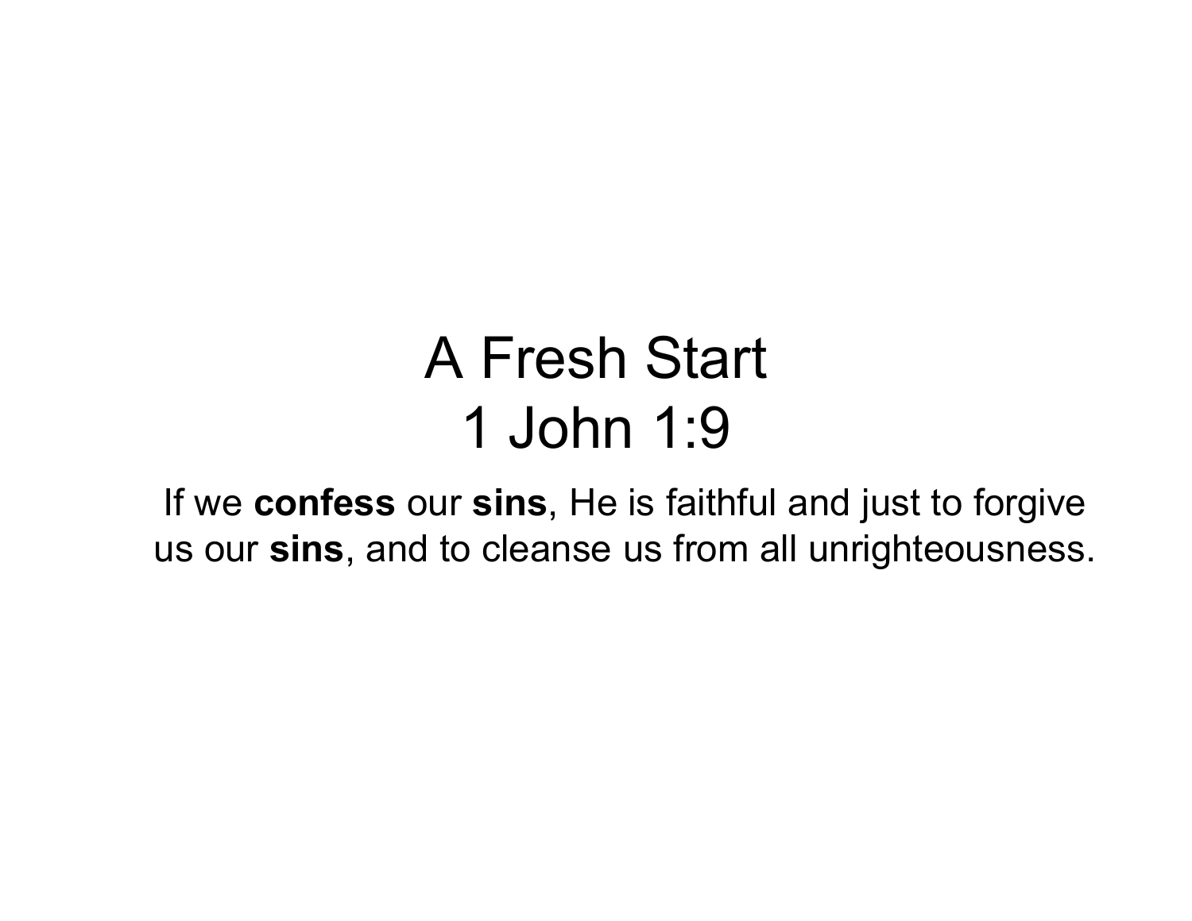# A Fresh Start
# 1 John 1:9

If we **confess** our **sins**, He is faithful and just to forgive us our **sins**, and to cleanse us from all unrighteousness.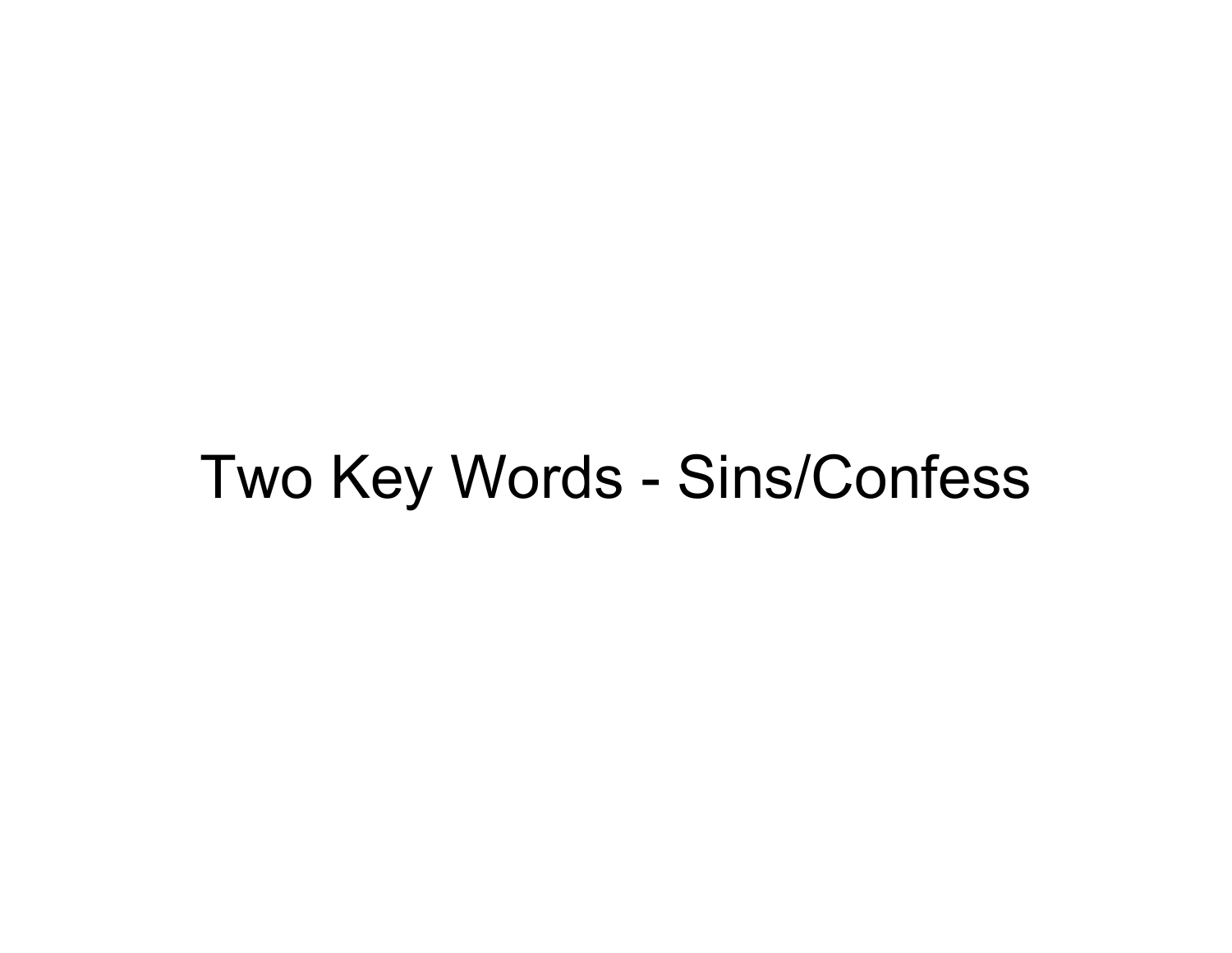# Two Key Words - Sins/Confess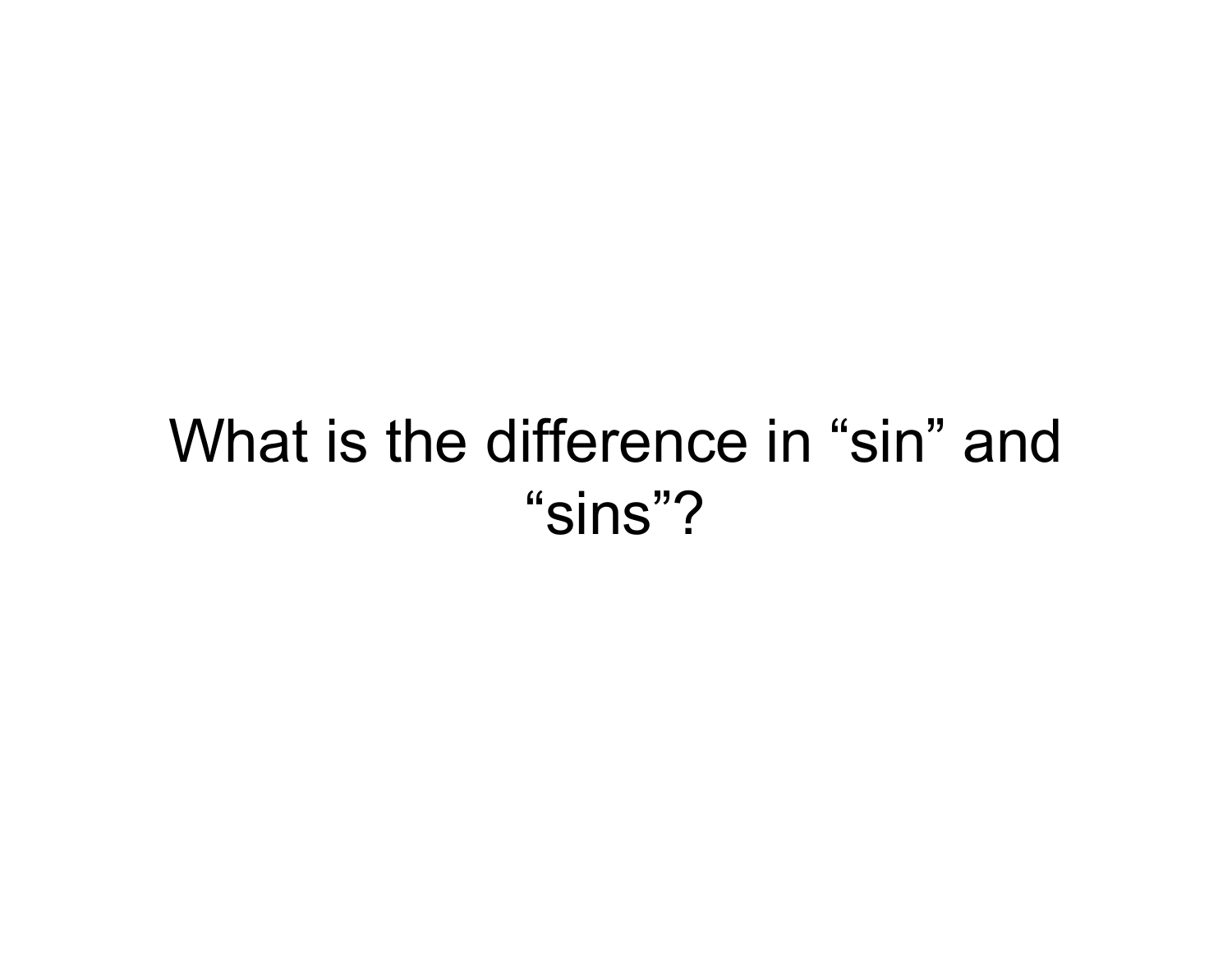What is the difference in “sin” and “sins”?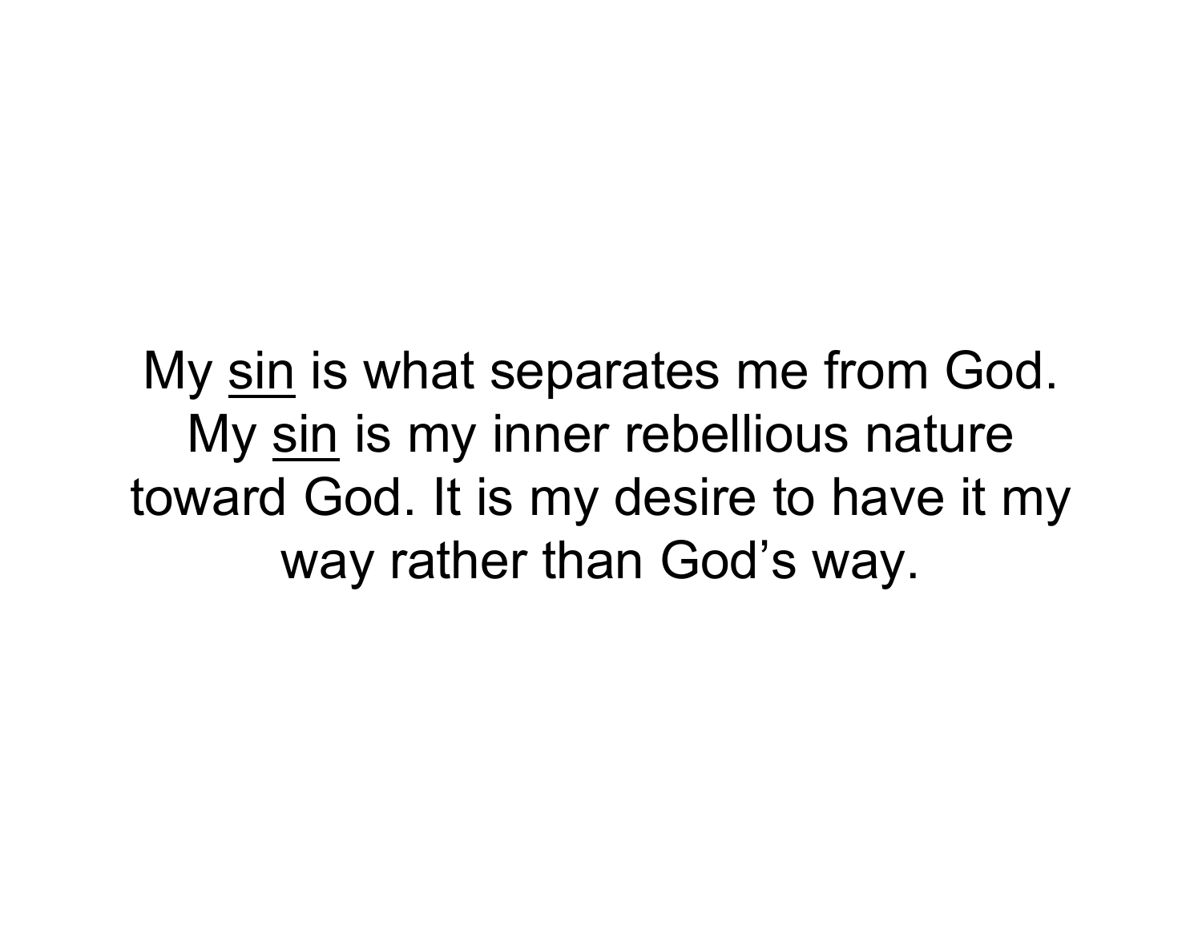My <u>sin</u> is what separates me from God. My <u>sin</u> is my inner rebellious nature toward God. It is my desire to have it my way rather than God's way.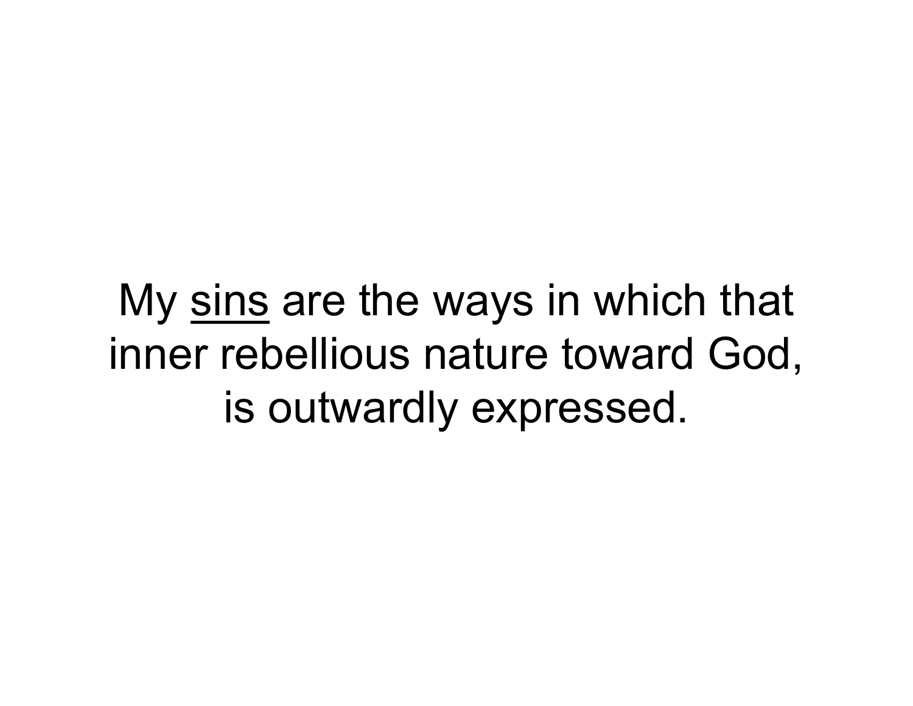My <u>sins</u> are the ways in which that inner rebellious nature toward God, is outwardly expressed.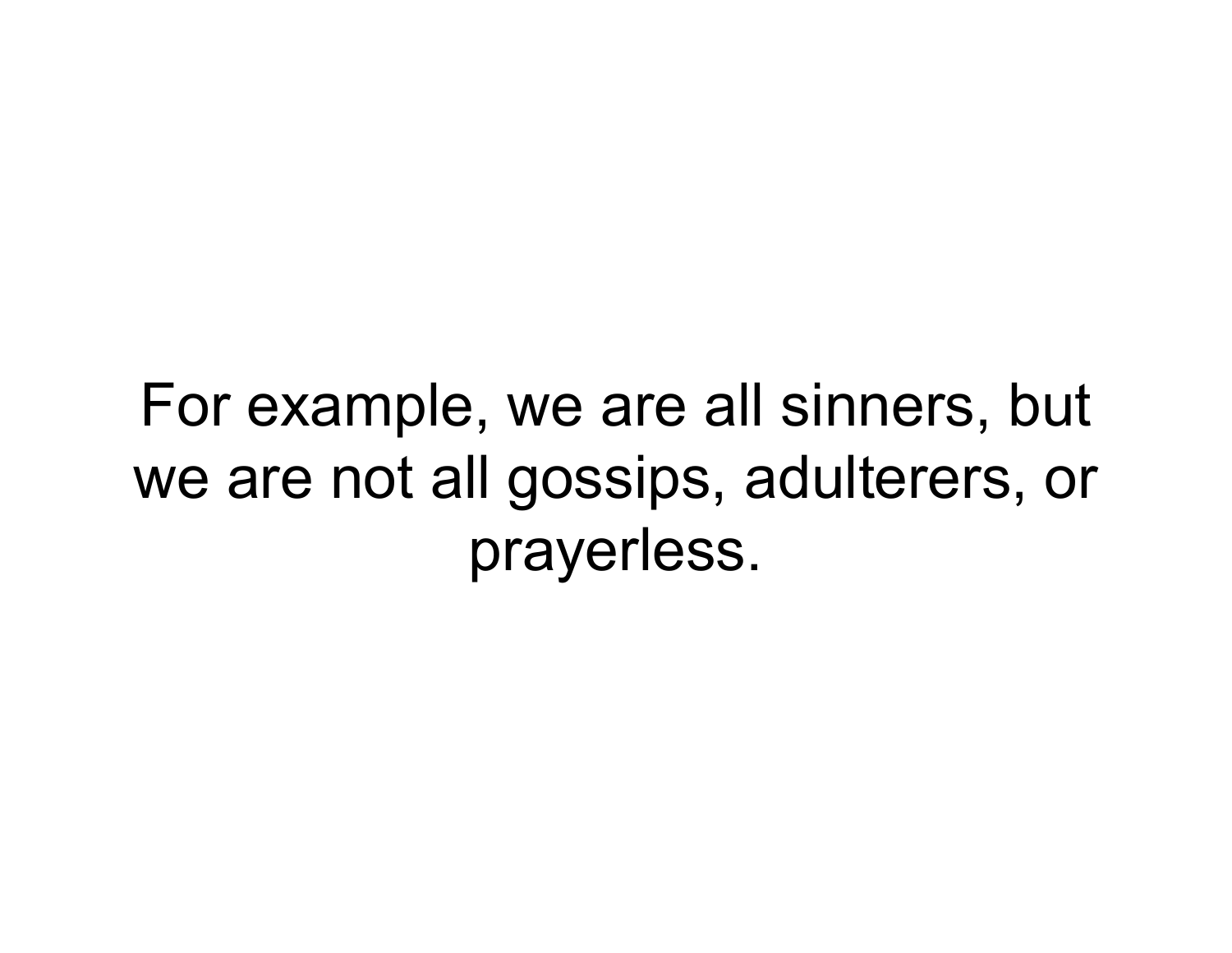For example, we are all sinners, but we are not all gossips, adulterers, or prayerless.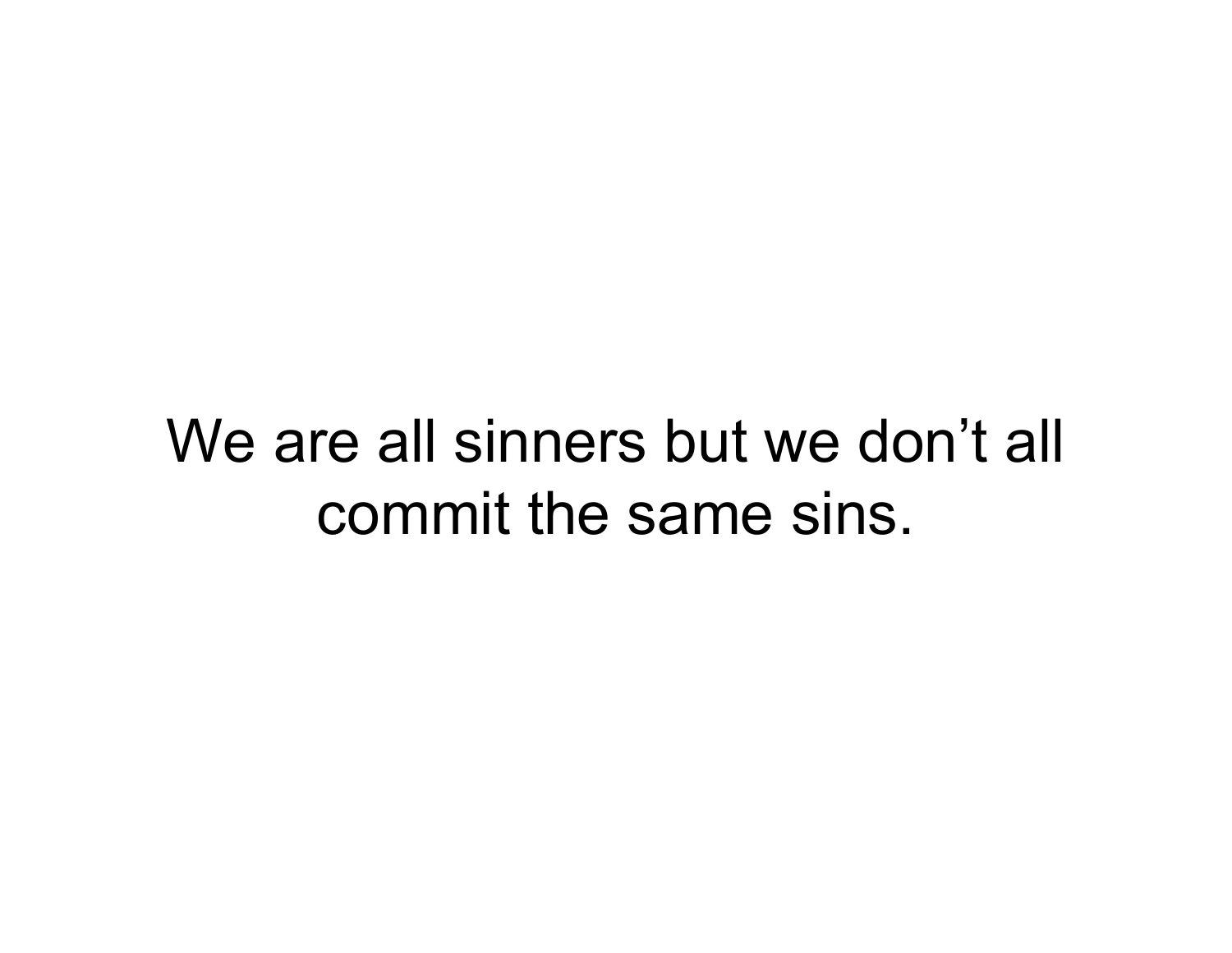We are all sinners but we don’t all commit the same sins.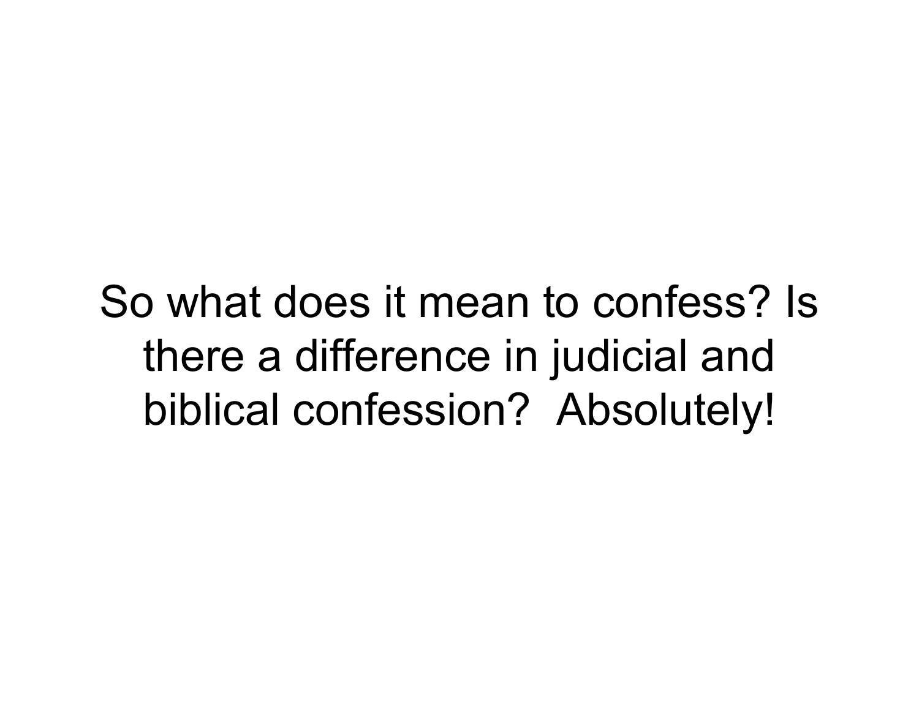So what does it mean to confess? Is there a difference in judicial and biblical confession?  Absolutely!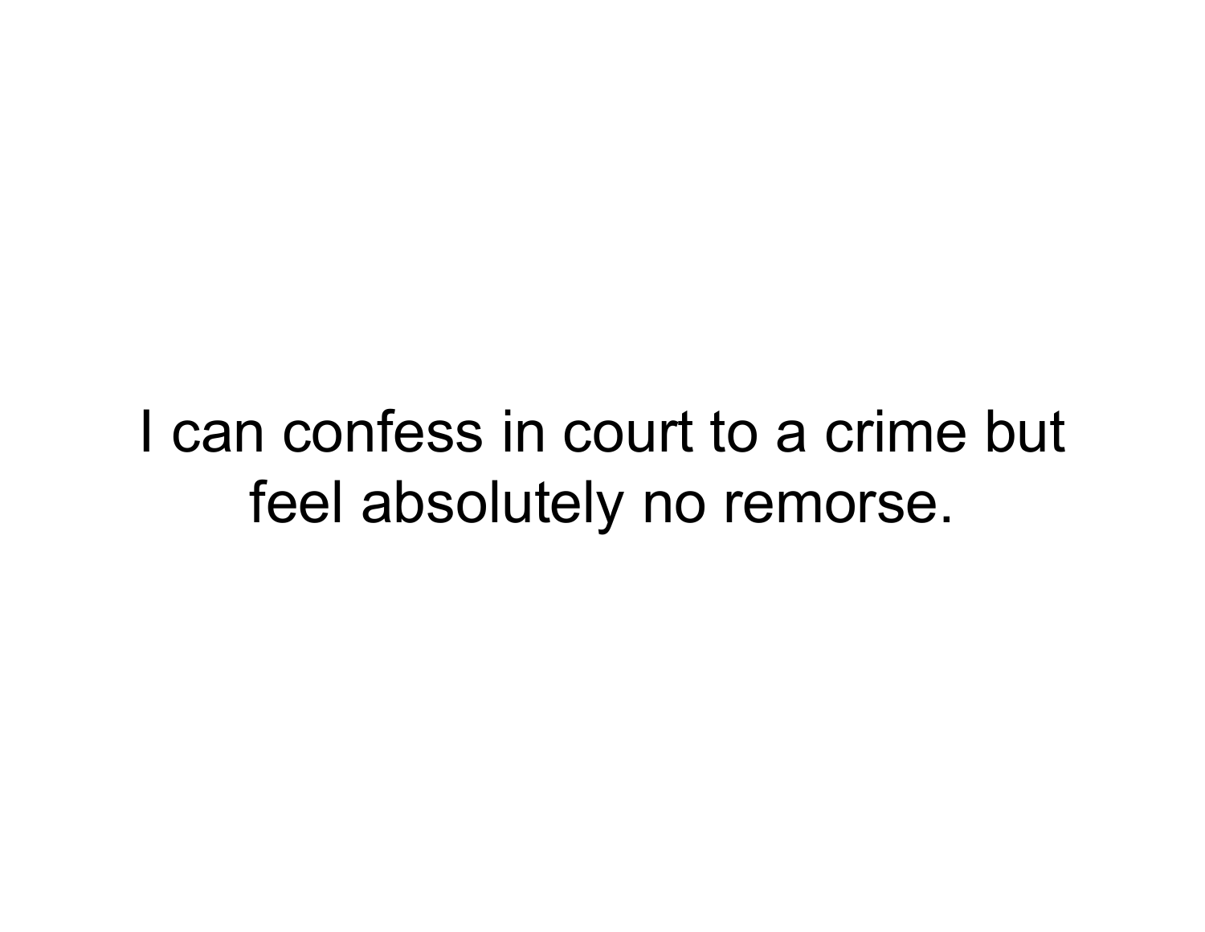I can confess in court to a crime but feel absolutely no remorse.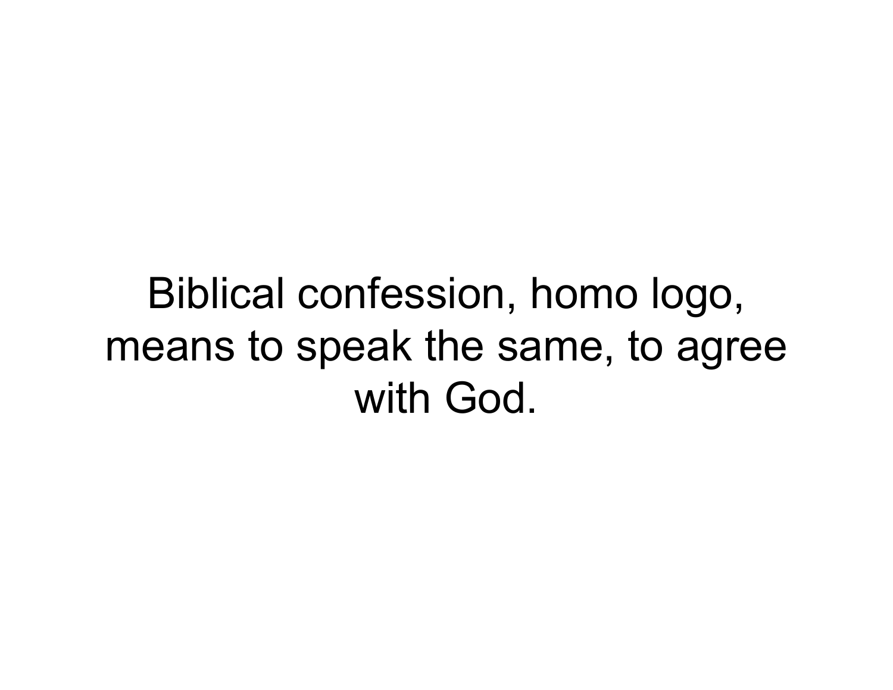Biblical confession, homo logo, means to speak the same, to agree with God.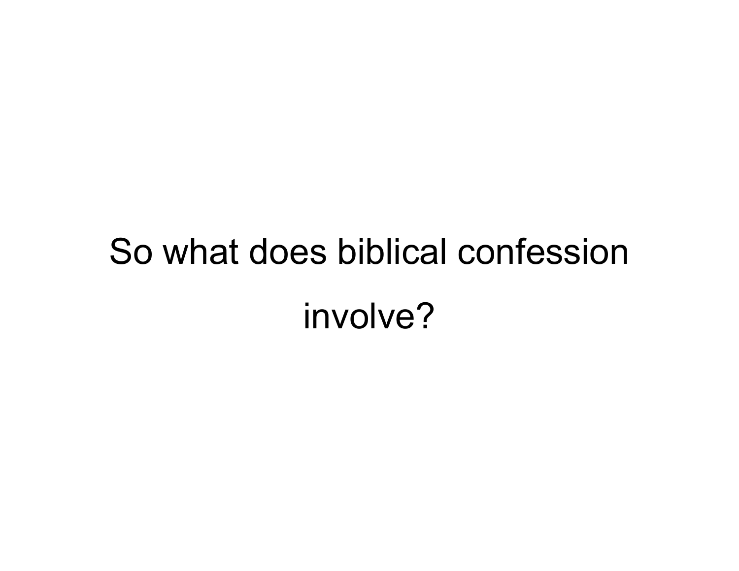So what does biblical confession involve?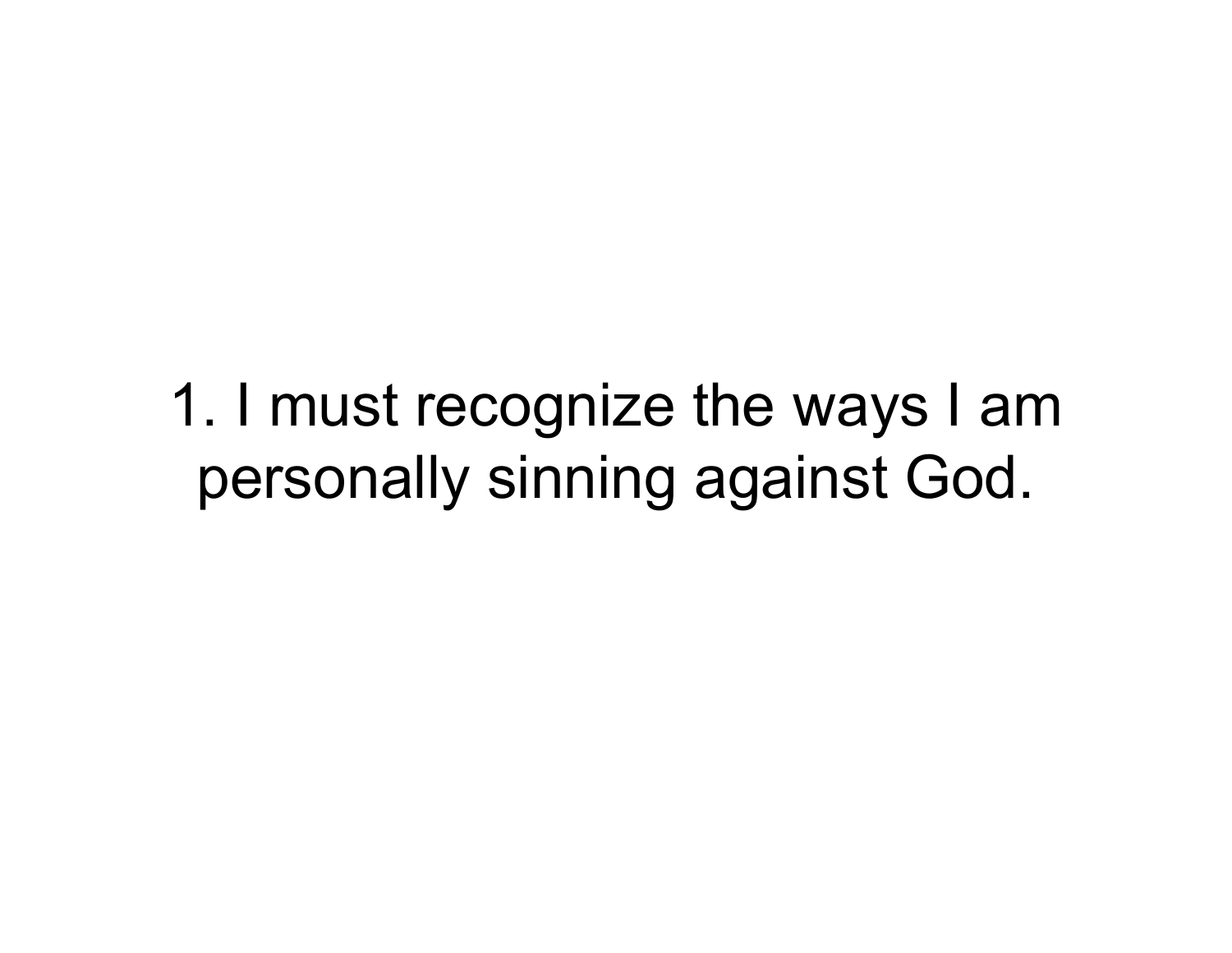1. I must recognize the ways I am personally sinning against God.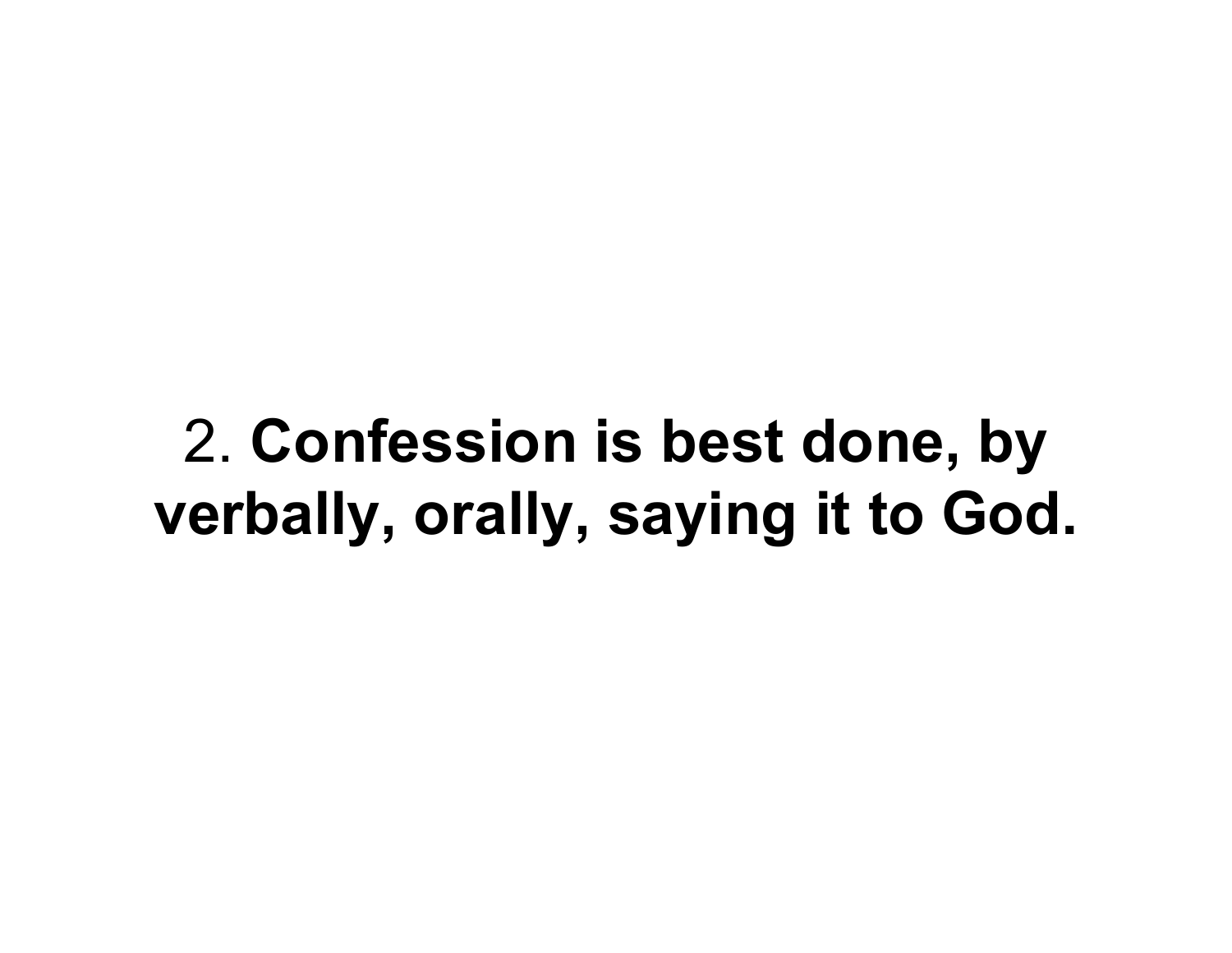2. **Confession is best done, by verbally, orally, saying it to God.**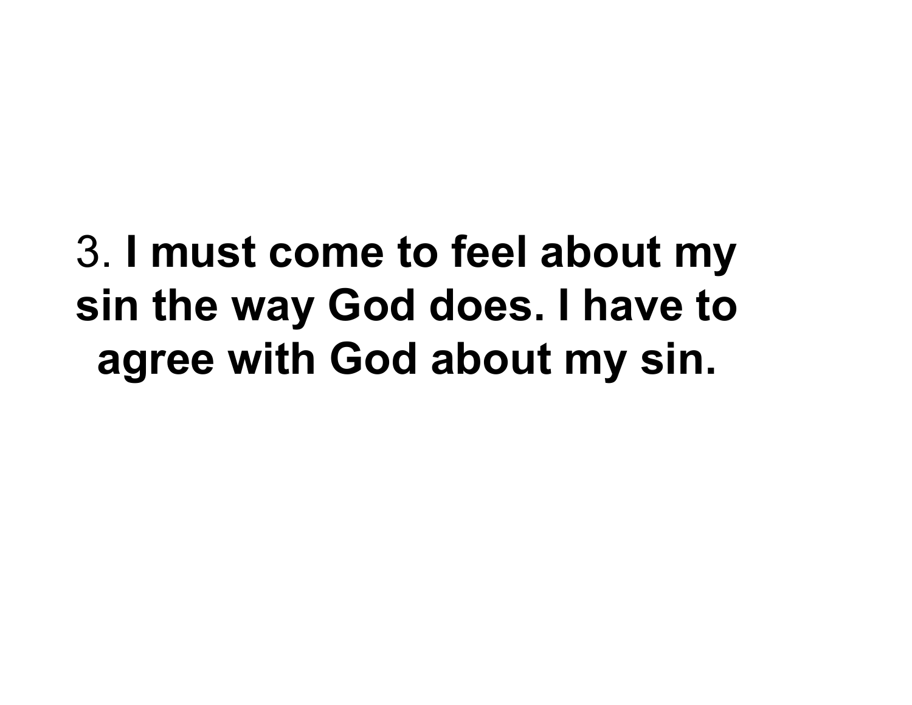3. **I must come to feel about my sin the way God does. I have to agree with God about my sin.**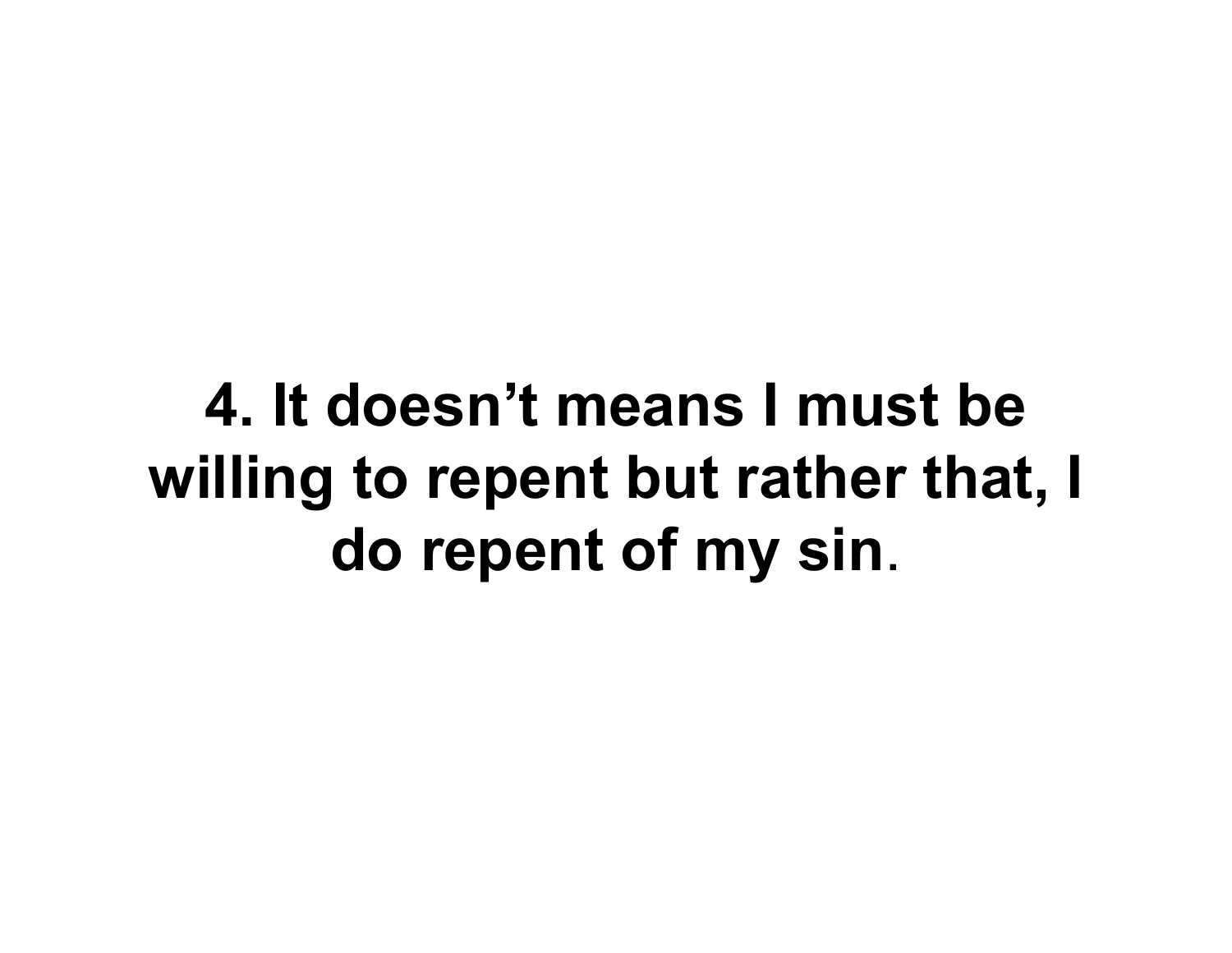**4. It doesn’t means I must be willing to repent but rather that, I do repent of my sin.**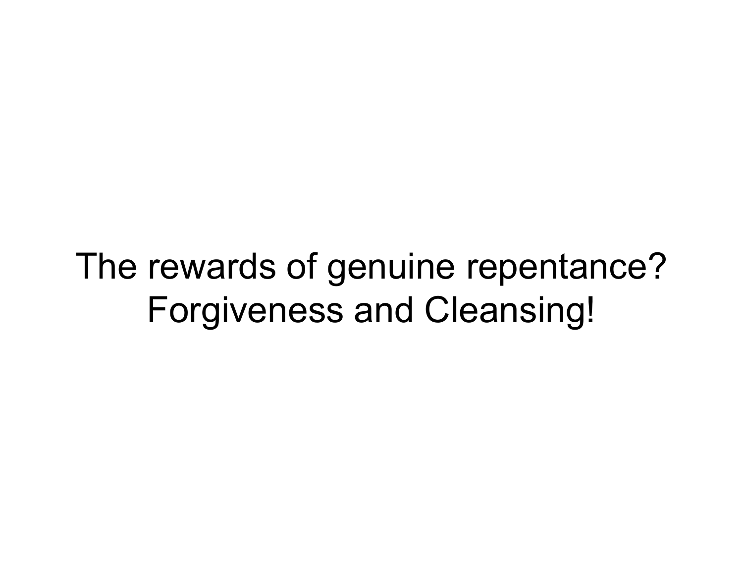The rewards of genuine repentance?
Forgiveness and Cleansing!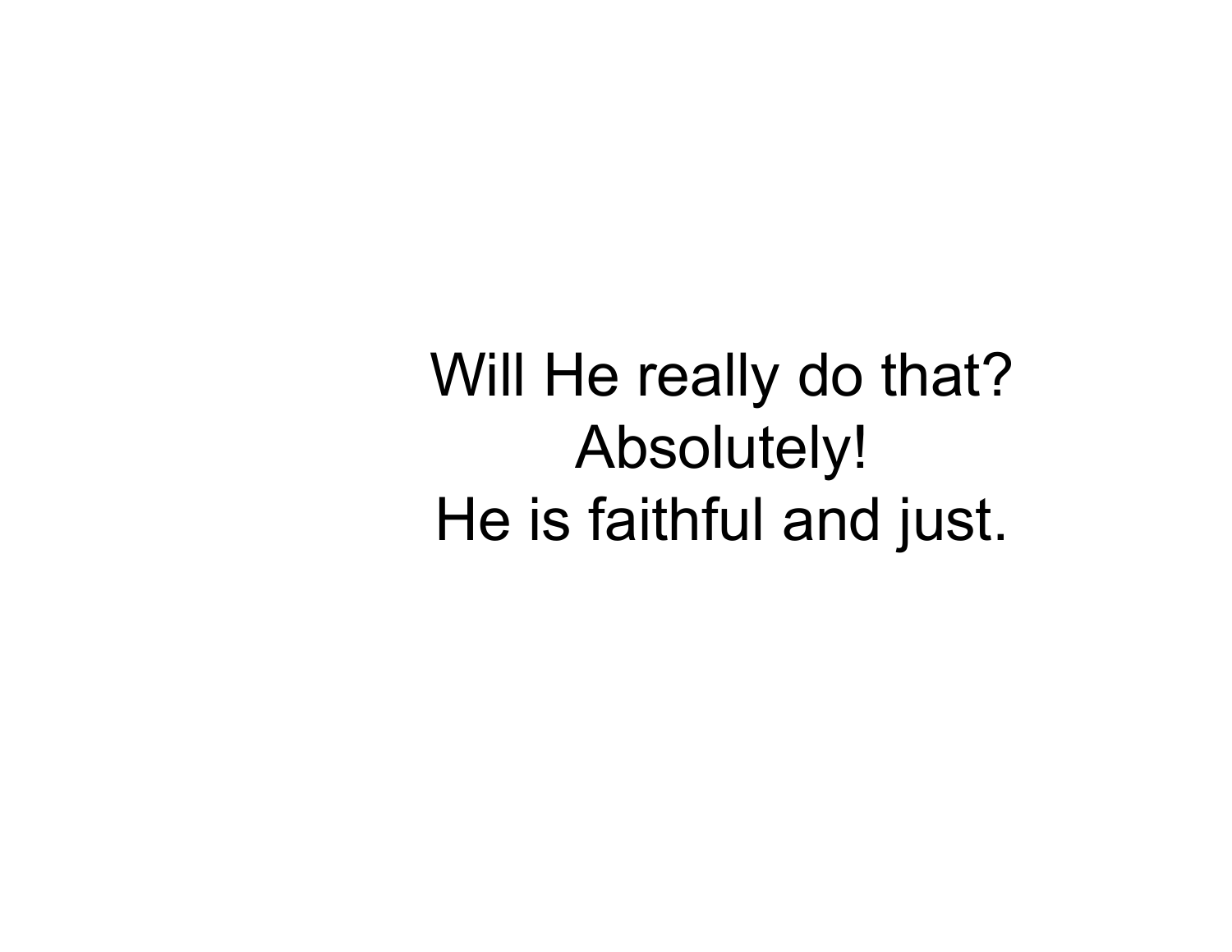Will He really do that?
Absolutely!
He is faithful and just.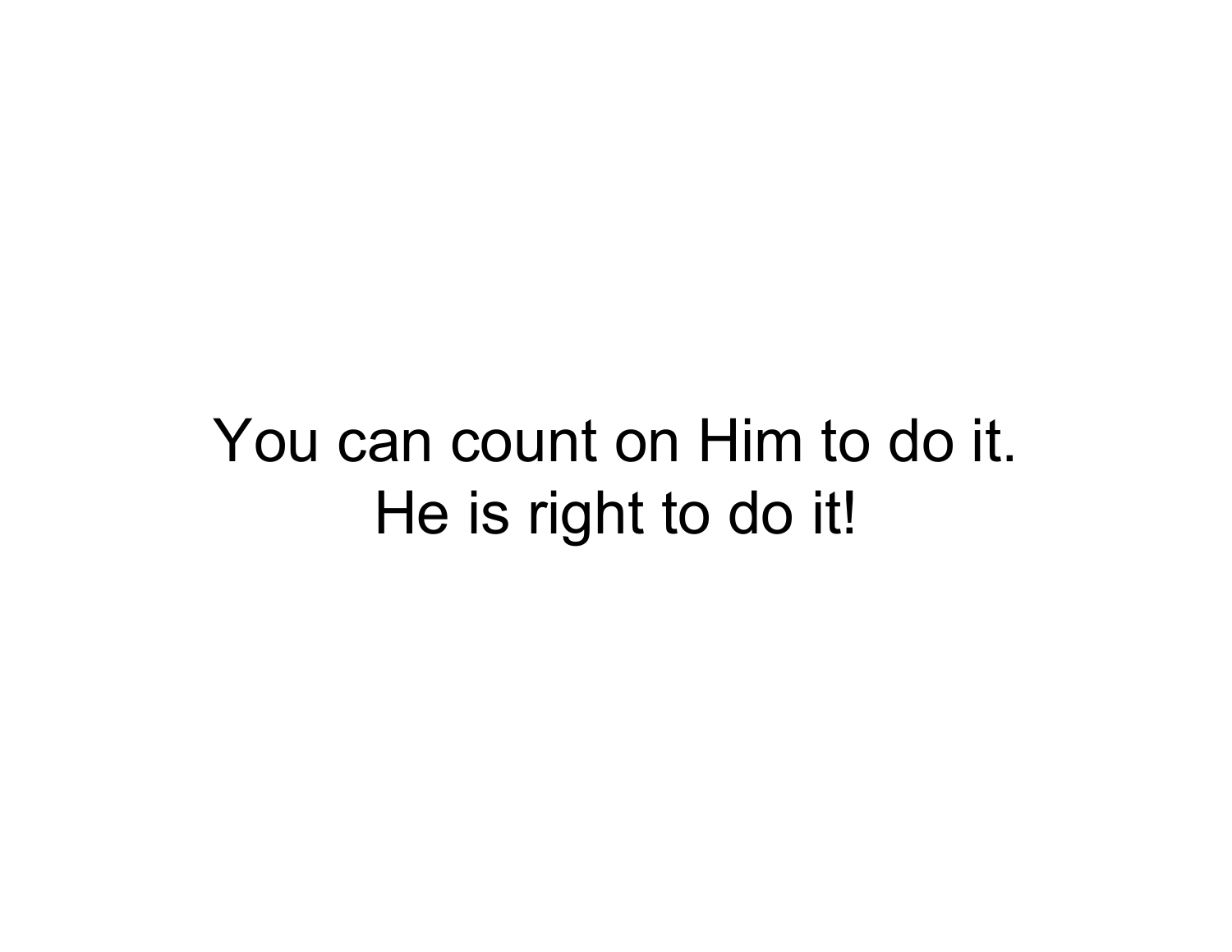You can count on Him to do it.
He is right to do it!